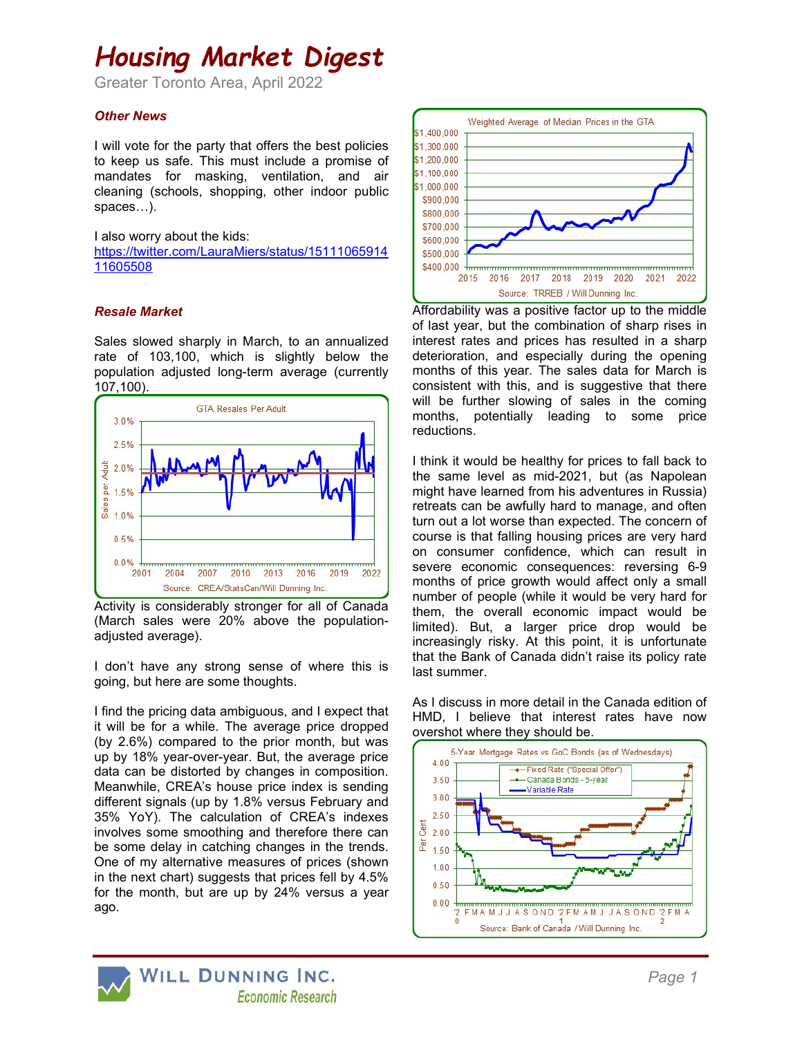# Housing Market Digest

Greater Toronto Area, April 2022

### *Other News*

I will vote for the party that offers the best policies to keep us safe. This must include a promise of mandates for masking, ventilation, and air cleaning (schools, shopping, other indoor public spaces…).

I also worry about the kids:
https://twitter.com/LauraMiers/status/1511106591411605508

### *Resale Market*

Sales slowed sharply in March, to an annualized rate of 103,100, which is slightly below the population adjusted long-term average (currently 107,100).

Activity is considerably stronger for all of Canada (March sales were 20% above the population-adjusted average).

I don't have any strong sense of where this is going, but here are some thoughts.

I find the pricing data ambiguous, and I expect that it will be for a while. The average price dropped (by 2.6%) compared to the prior month, but was up by 18% year-over-year. But, the average price data can be distorted by changes in composition. Meanwhile, CREA's house price index is sending different signals (up by 1.8% versus February and 35% YoY). The calculation of CREA's indexes involves some smoothing and therefore there can be some delay in catching changes in the trends. One of my alternative measures of prices (shown in the next chart) suggests that prices fell by 4.5% for the month, but are up by 24% versus a year ago.

Affordability was a positive factor up to the middle of last year, but the combination of sharp rises in interest rates and prices has resulted in a sharp deterioration, and especially during the opening months of this year. The sales data for March is consistent with this, and is suggestive that there will be further slowing of sales in the coming months, potentially leading to some price reductions.

I think it would be healthy for prices to fall back to the same level as mid-2021, but (as Napolean might have learned from his adventures in Russia) retreats can be awfully hard to manage, and often turn out a lot worse than expected. The concern of course is that falling housing prices are very hard on consumer confidence, which can result in severe economic consequences: reversing 6-9 months of price growth would affect only a small number of people (while it would be very hard for them, the overall economic impact would be limited). But, a larger price drop would be increasingly risky. At this point, it is unfortunate that the Bank of Canada didn't raise its policy rate last summer.

As I discuss in more detail in the Canada edition of HMD, I believe that interest rates have now overshot where they should be.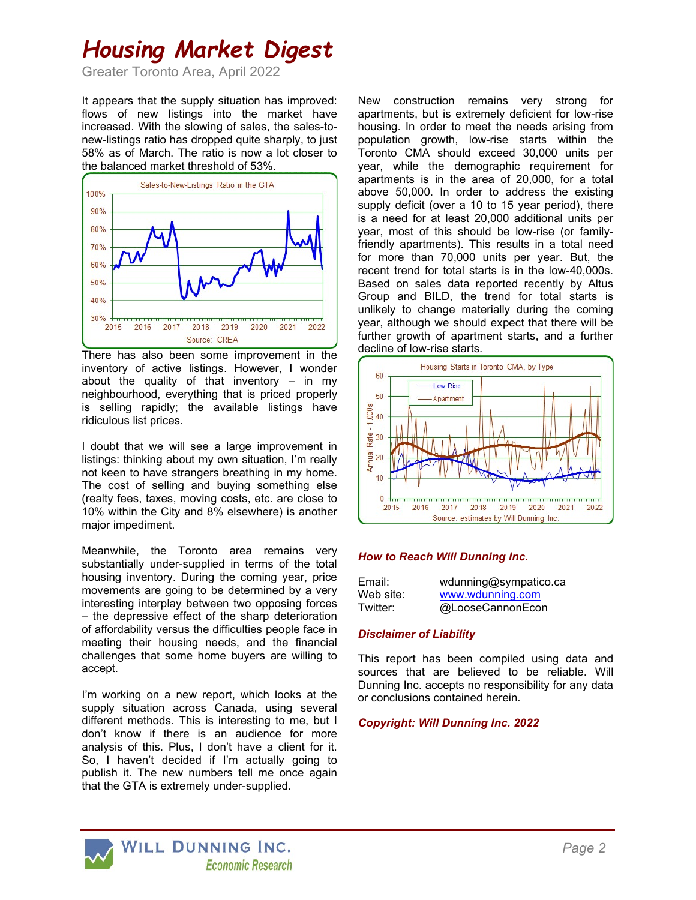# Housing Market Digest

Greater Toronto Area, April 2022

It appears that the supply situation has improved: flows of new listings into the market have increased. With the slowing of sales, the sales-to-new-listings ratio has dropped quite sharply, to just 58% as of March. The ratio is now a lot closer to the balanced market threshold of 53%.

Sales-to-New-Listings Ratio in the GTA
100%
90%
80%
70%
60%
50%
40%
30%
2015 2016 2017 2018 2019 2020 2021 2022
Source: CREA

There has also been some improvement in the inventory of active listings. However, I wonder about the quality of that inventory – in my neighbourhood, everything that is priced properly is selling rapidly; the available listings have ridiculous list prices.

I doubt that we will see a large improvement in listings: thinking about my own situation, I'm really not keen to have strangers breathing in my home. The cost of selling and buying something else (realty fees, taxes, moving costs, etc. are close to 10% within the City and 8% elsewhere) is another major impediment.

Meanwhile, the Toronto area remains very substantially under-supplied in terms of the total housing inventory. During the coming year, price movements are going to be determined by a very interesting interplay between two opposing forces – the depressive effect of the sharp deterioration of affordability versus the difficulties people face in meeting their housing needs, and the financial challenges that some home buyers are willing to accept.

I'm working on a new report, which looks at the supply situation across Canada, using several different methods. This is interesting to me, but I don't know if there is an audience for more analysis of this. Plus, I don't have a client for it. So, I haven't decided if I'm actually going to publish it. The new numbers tell me once again that the GTA is extremely under-supplied.

New construction remains very strong for apartments, but is extremely deficient for low-rise housing. In order to meet the needs arising from population growth, low-rise starts within the Toronto CMA should exceed 30,000 units per year, while the demographic requirement for apartments is in the area of 20,000, for a total above 50,000. In order to address the existing supply deficit (over a 10 to 15 year period), there is a need for at least 20,000 additional units per year, most of this should be low-rise (or family-friendly apartments). This results in a total need for more than 70,000 units per year. But, the recent trend for total starts is in the low-40,000s. Based on sales data reported recently by Altus Group and BILD, the trend for total starts is unlikely to change materially during the coming year, although we should expect that there will be further growth of apartment starts, and a further decline of low-rise starts.

Housing Starts in Toronto CMA, by Type
Low-Rise
Apartment
Annual Rate - 1,000s
60
50
40
30
20
10
0
2015 2016 2017 2018 2019 2020 2021 2022
Source: estimates by Will Dunning Inc.

### *How to Reach Will Dunning Inc.*

| | |
|---|---|
| Email: | wdunning@sympatico.ca |
| Web site: | www.wdunning.com |
| Twitter: | @LooseCannonEcon |

### *Disclaimer of Liability*

This report has been compiled using data and sources that are believed to be reliable. Will Dunning Inc. accepts no responsibility for any data or conclusions contained herein.

***Copyright: Will Dunning Inc. 2022***

WILL DUNNING INC.
Economic Research